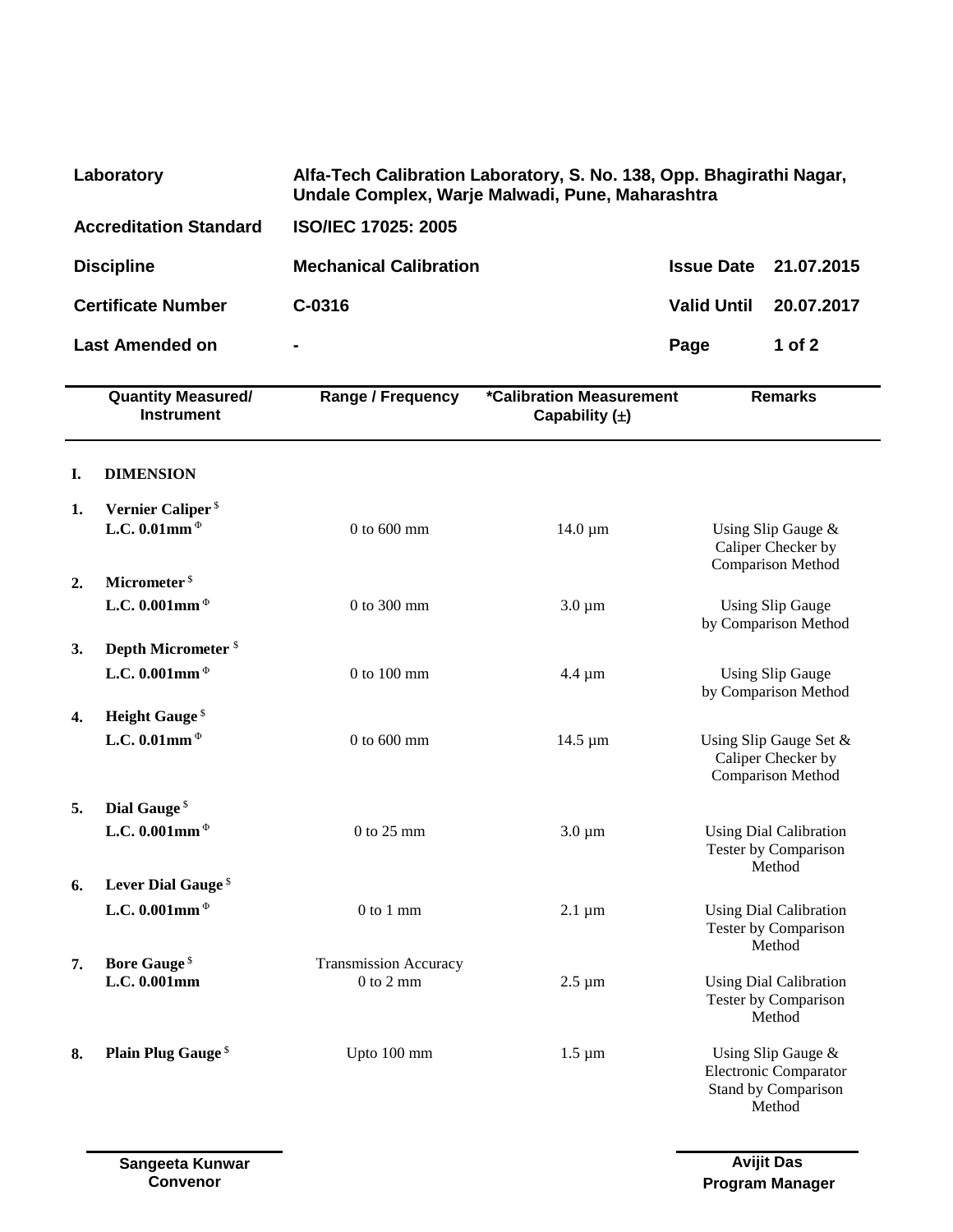| | | | |
|---|---|---|---|
| **Laboratory** | **Alfa-Tech Calibration Laboratory, S. No. 138, Opp. Bhagirathi Nagar, Undale Complex, Warje Malwadi, Pune, Maharashtra** | | |
| **Accreditation Standard** | **ISO/IEC 17025: 2005** | | |
| **Discipline** | **Mechanical Calibration** | **Issue Date** | **21.07.2015** |
| **Certificate Number** | **C-0316** | **Valid Until** | **20.07.2017** |
| **Last Amended on** | **-** | **Page** | **1 of 2** |

| | Quantity Measured/ Instrument | Range / Frequency | *Calibration Measurement Capability (±) | Remarks |
|---|---|---|---|---|
| **I.** | **DIMENSION** | | | |
| **1.** | **Vernier Caliper** [\$] **L.C. 0.01mm** [Φ] | 0 to 600 mm | 14.0 µm | Using Slip Gauge & Caliper Checker by Comparison Method |
| **2.** | **Micrometer** [\$] **L.C. 0.001mm** [Φ] | 0 to 300 mm | 3.0 µm | Using Slip Gauge by Comparison Method |
| **3.** | **Depth Micrometer** [\$] **L.C. 0.001mm** [Φ] | 0 to 100 mm | 4.4 µm | Using Slip Gauge by Comparison Method |
| **4.** | **Height Gauge** [\$] **L.C. 0.01mm** [Φ] | 0 to 600 mm | 14.5 µm | Using Slip Gauge Set & Caliper Checker by Comparison Method |
| **5.** | **Dial Gauge** [\$] **L.C. 0.001mm** [Φ] | 0 to 25 mm | 3.0 µm | Using Dial Calibration Tester by Comparison Method |
| **6.** | **Lever Dial Gauge** [\$] **L.C. 0.001mm** [Φ] | 0 to 1 mm | 2.1 µm | Using Dial Calibration Tester by Comparison Method |
| **7.** | **Bore Gauge** [\$] **L.C. 0.001mm** | Transmission Accuracy 0 to 2 mm | 2.5 µm | Using Dial Calibration Tester by Comparison Method |
| **8.** | **Plain Plug Gauge** [\$] | Upto 100 mm | 1.5 µm | Using Slip Gauge & Electronic Comparator Stand by Comparison Method |

**Sangeeta Kunwar**
**Convenor**

**Avijit Das**
**Program Manager**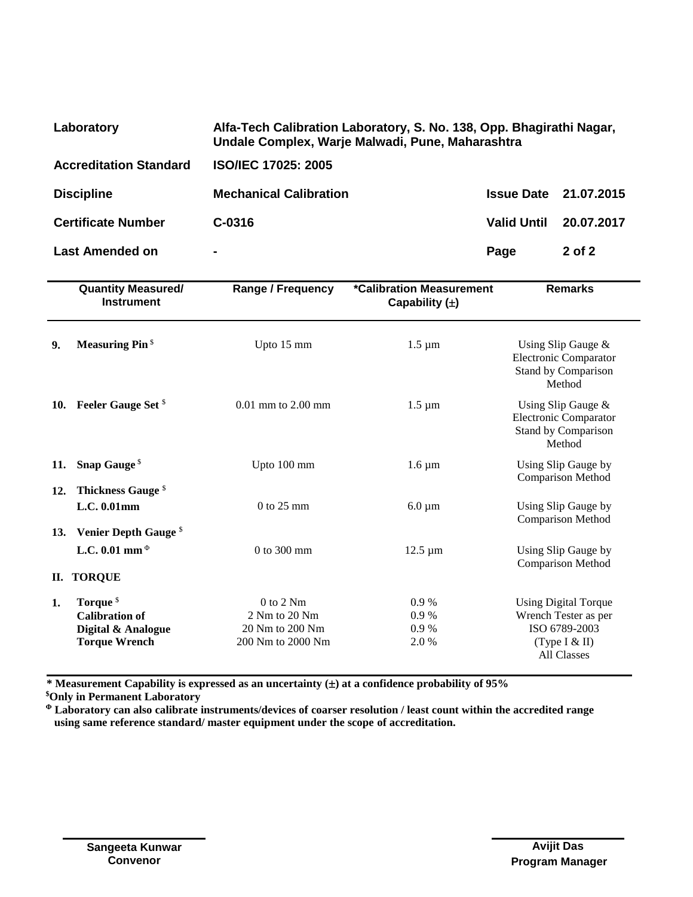| | |
|---|---|
| **Laboratory** | **Alfa-Tech Calibration Laboratory, S. No. 138, Opp. Bhagirathi Nagar, Undale Complex, Warje Malwadi, Pune, Maharashtra** |
| **Accreditation Standard** | **ISO/IEC 17025: 2005** |
| **Discipline** | **Mechanical Calibration** |
| **Certificate Number** | **C-0316** |
| **Last Amended on** | **-** |

**Issue Date** 21.07.2015
**Valid Until** 20.07.2017

| | Quantity Measured/ Instrument | Range / Frequency | *Calibration Measurement Capability (±) | Remarks |
|---|---|---|---|---|
| **9.** | **Measuring Pin** $ | Upto 15 mm | 1.5 µm | Using Slip Gauge & Electronic Comparator Stand by Comparison Method |
| **10.** | **Feeler Gauge Set** $ | 0.01 mm to 2.00 mm | 1.5 µm | Using Slip Gauge & Electronic Comparator Stand by Comparison Method |
| **11.** | **Snap Gauge** $ | Upto 100 mm | 1.6 µm | Using Slip Gauge by Comparison Method |
| **12.** | **Thickness Gauge** $ | | | |
| | **L.C. 0.01mm** | 0 to 25 mm | 6.0 µm | Using Slip Gauge by Comparison Method |
| **13.** | **Venier Depth Gauge** $ | | | |
| | **L.C. 0.01 mm** Φ | 0 to 300 mm | 12.5 µm | Using Slip Gauge by Comparison Method |
| **II.** | **TORQUE** | | | |
| **1.** | **Torque** $ **Calibration of Digital & Analogue Torque Wrench** | 0 to 2 Nm<br>2 Nm to 20 Nm<br>20 Nm to 200 Nm<br>200 Nm to 2000 Nm | 0.9 %<br>0.9 %<br>0.9 %<br>2.0 % | Using Digital Torque Wrench Tester as per ISO 6789-2003 (Type I & II) All Classes |

**\* Measurement Capability is expressed as an uncertainty (±) at a confidence probability of 95%**

**$ Only in Permanent Laboratory**

**Φ Laboratory can also calibrate instruments/devices of coarser resolution / least count within the accredited range using same reference standard/ master equipment under the scope of accreditation.**

**Sangeeta Kunwar**
**Convenor**

**Avijit Das**
**Program Manager**